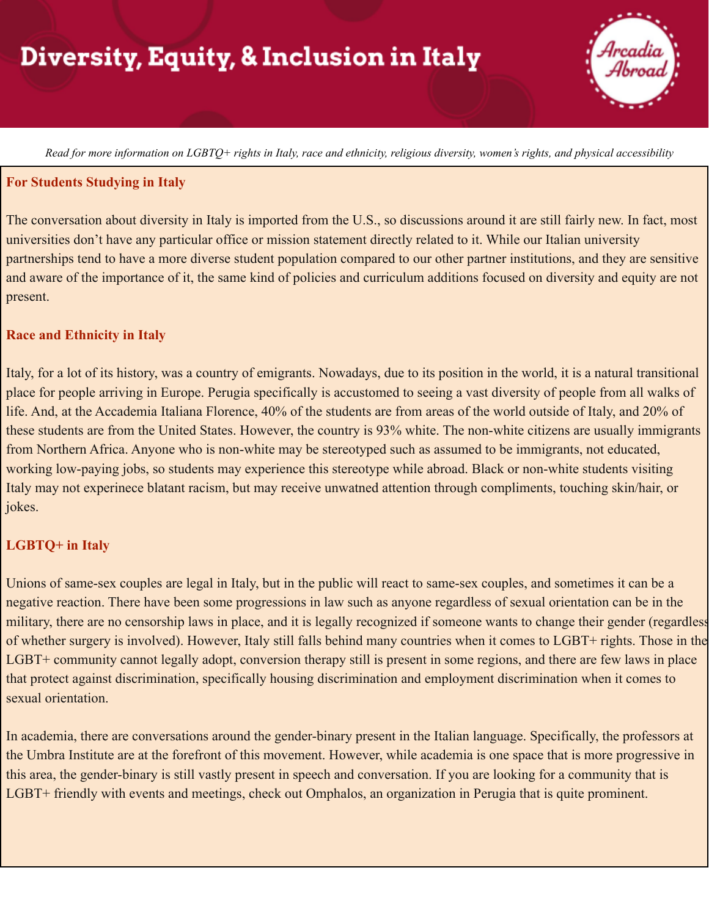# Diversity, Equity, & Inclusion in Italy

Arcadia Abroad

*Read for more information on LGBTQ+ rights in Italy, race and ethnicity, religious diversity, women's rights, and physical accessibility*

## For Students Studying in Italy

The conversation about diversity in Italy is imported from the U.S., so discussions around it are still fairly new. In fact, most universities don't have any particular office or mission statement directly related to it. While our Italian university partnerships tend to have a more diverse student population compared to our other partner institutions, and they are sensitive and aware of the importance of it, the same kind of policies and curriculum additions focused on diversity and equity are not present.

## Race and Ethnicity in Italy

Italy, for a lot of its history, was a country of emigrants. Nowadays, due to its position in the world, it is a natural transitional place for people arriving in Europe. Perugia specifically is accustomed to seeing a vast diversity of people from all walks of life. And, at the Accademia Italiana Florence, 40% of the students are from areas of the world outside of Italy, and 20% of these students are from the United States. However, the country is 93% white. The non-white citizens are usually immigrants from Northern Africa. Anyone who is non-white may be stereotyped such as assumed to be immigrants, not educated, working low-paying jobs, so students may experience this stereotype while abroad. Black or non-white students visiting Italy may not experinece blatant racism, but may receive unwatned attention through compliments, touching skin/hair, or jokes.

## LGBTQ+ in Italy

Unions of same-sex couples are legal in Italy, but in the public will react to same-sex couples, and sometimes it can be a negative reaction. There have been some progressions in law such as anyone regardless of sexual orientation can be in the military, there are no censorship laws in place, and it is legally recognized if someone wants to change their gender (regardless of whether surgery is involved). However, Italy still falls behind many countries when it comes to LGBT+ rights. Those in the LGBT+ community cannot legally adopt, conversion therapy still is present in some regions, and there are few laws in place that protect against discrimination, specifically housing discrimination and employment discrimination when it comes to sexual orientation.

In academia, there are conversations around the gender-binary present in the Italian language. Specifically, the professors at the Umbra Institute are at the forefront of this movement. However, while academia is one space that is more progressive in this area, the gender-binary is still vastly present in speech and conversation. If you are looking for a community that is LGBT+ friendly with events and meetings, check out Omphalos, an organization in Perugia that is quite prominent.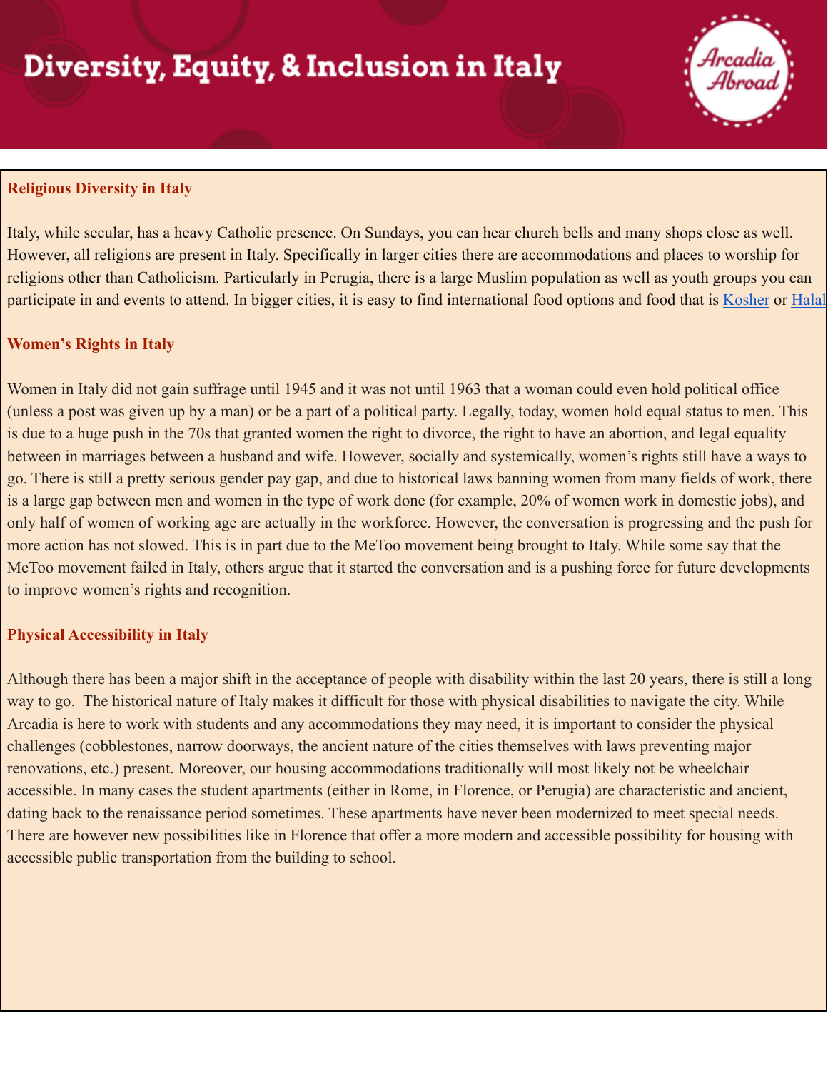# Diversity, Equity, & Inclusion in Italy

Arcadia Abroad

**Religious Diversity in Italy**

Italy, while secular, has a heavy Catholic presence. On Sundays, you can hear church bells and many shops close as well. However, all religions are present in Italy. Specifically in larger cities there are accommodations and places to worship for religions other than Catholicism. Particularly in Perugia, there is a large Muslim population as well as youth groups you can participate in and events to attend. In bigger cities, it is easy to find international food options and food that is Kosher or Halal

**Women's Rights in Italy**

Women in Italy did not gain suffrage until 1945 and it was not until 1963 that a woman could even hold political office (unless a post was given up by a man) or be a part of a political party. Legally, today, women hold equal status to men. This is due to a huge push in the 70s that granted women the right to divorce, the right to have an abortion, and legal equality between in marriages between a husband and wife. However, socially and systemically, women's rights still have a ways to go. There is still a pretty serious gender pay gap, and due to historical laws banning women from many fields of work, there is a large gap between men and women in the type of work done (for example, 20% of women work in domestic jobs), and only half of women of working age are actually in the workforce. However, the conversation is progressing and the push for more action has not slowed. This is in part due to the MeToo movement being brought to Italy. While some say that the MeToo movement failed in Italy, others argue that it started the conversation and is a pushing force for future developments to improve women's rights and recognition.

**Physical Accessibility in Italy**

Although there has been a major shift in the acceptance of people with disability within the last 20 years, there is still a long way to go. The historical nature of Italy makes it difficult for those with physical disabilities to navigate the city. While Arcadia is here to work with students and any accommodations they may need, it is important to consider the physical challenges (cobblestones, narrow doorways, the ancient nature of the cities themselves with laws preventing major renovations, etc.) present. Moreover, our housing accommodations traditionally will most likely not be wheelchair accessible. In many cases the student apartments (either in Rome, in Florence, or Perugia) are characteristic and ancient, dating back to the renaissance period sometimes. These apartments have never been modernized to meet special needs. There are however new possibilities like in Florence that offer a more modern and accessible possibility for housing with accessible public transportation from the building to school.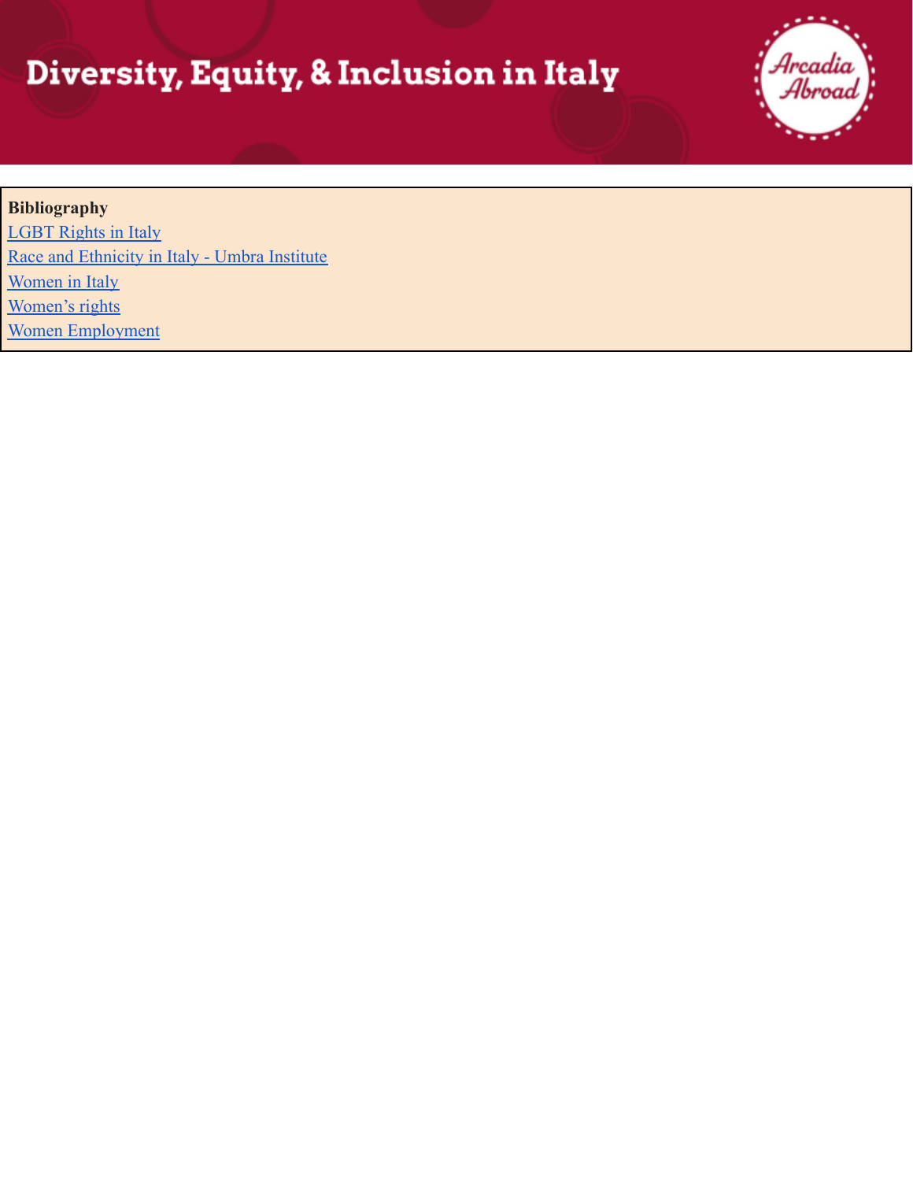**Bibliography**

[LGBT Rights in Italy]
[Race and Ethnicity in Italy - Umbra Institute]
[Women in Italy]
[Women's rights]
[Women Employment]